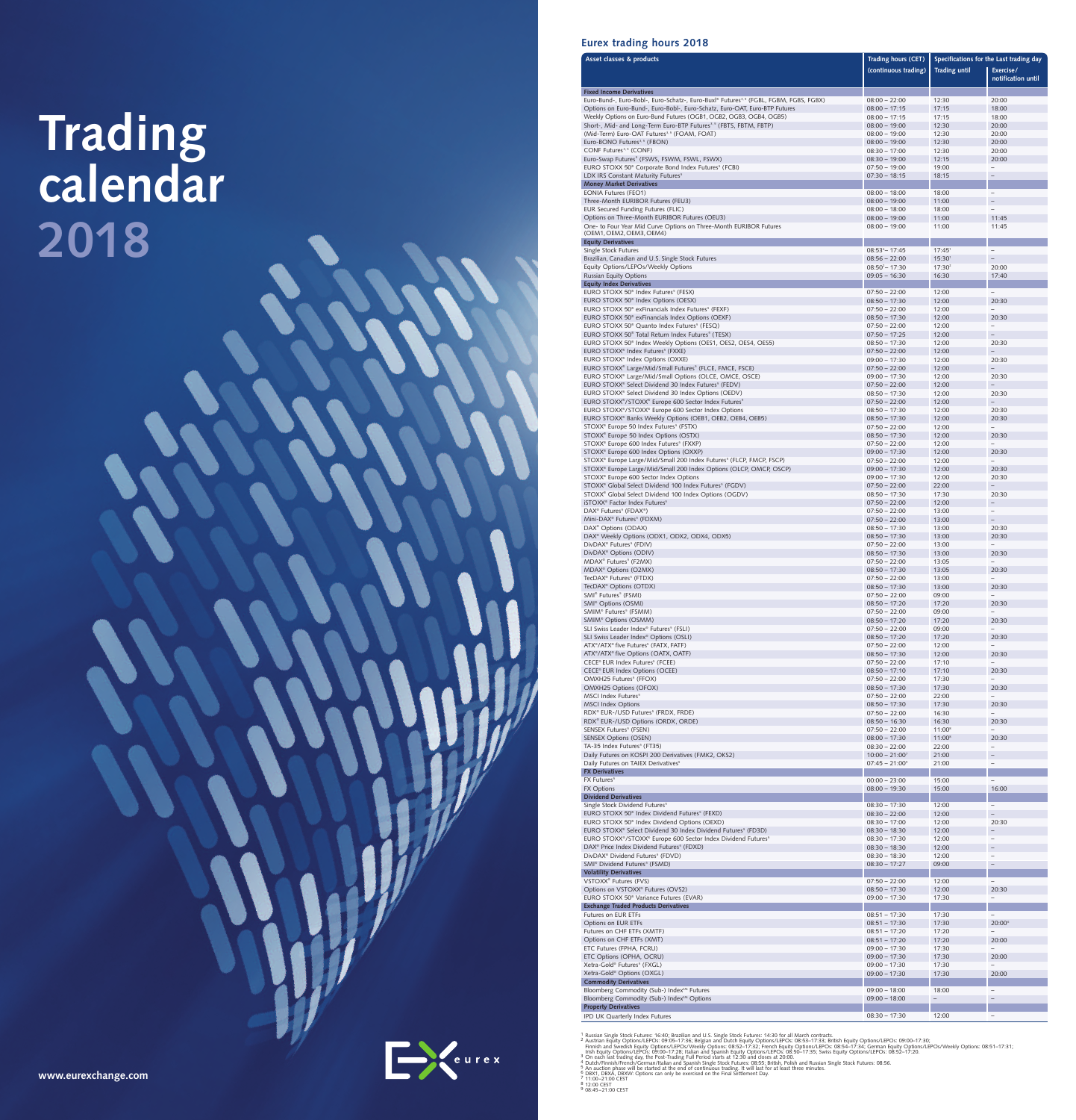# Trading calendar 2018

www.eurexchange.com

eurex

## Eurex trading hours 2018

| Asset classes & products | Trading hours (CET) (continuous trading) | Specifications for the Last trading day: Trading until | Exercise/ notification until |
|---|---|---|---|
| **Fixed Income Derivatives** | | | |
| Euro-Bund-, Euro-Bobl-, Euro-Schatz-, Euro-Buxl® Futures[3,4] (FGBL, FGBM, FGBS, FGBX) | 08:00 – 22:00 | 12:30 | 20:00 |
| Options on Euro-Bund-, Euro-Bobl-, Euro-Schatz, Euro-OAT, Euro-BTP Futures | 08:00 – 17:15 | 17:15 | 18:00 |
| Weekly Options on Euro-Bund Futures (OGB1, OGB2, OGB3, OGB4, OGB5) | 08:00 – 17:15 | 17:15 | 18:00 |
| Short-, Mid- and Long-Term Euro-BTP Futures[3,4] (FBTS, FBTM, FBTP) | 08:00 – 19:00 | 12:30 | 20:00 |
| (Mid-Term) Euro-OAT Futures[3,4] (FOAM, FOAT) | 08:00 – 19:00 | 12:30 | 20:00 |
| Euro-BONO Futures[3,4] (FBON) | 08:00 – 19:00 | 12:30 | 20:00 |
| CONF Futures[3,4] (CONF) | 08:30 – 17:00 | 12:30 | 20:00 |
| Euro-Swap Futures[4] (FSWS, FSWM, FSWL, FSWX) | 08:30 – 19:00 | 12:15 | 20:00 |
| EURO STOXX 50® Corporate Bond Index Futures[4] (FCBI) | 07:50 – 19:00 | 19:00 | – |
| LDX IRS Constant Maturity Futures[4] | 07:30 – 18:15 | 18:15 | – |
| **Money Market Derivatives** | | | |
| EONIA Futures (FEO1) | 08:00 – 18:00 | 18:00 | – |
| Three-Month EURIBOR Futures (FEU3) | 08:00 – 19:00 | 11:00 | – |
| EUR Secured Funding Futures (FLIC) | 08:00 – 18:00 | 18:00 | – |
| Options on Three-Month EURIBOR Futures (OEU3) | 08:00 – 19:00 | 11:00 | 11:45 |
| One- to Four Year Mid Curve Options on Three-Month EURIBOR Futures (OEM1, OEM2, OEM3, OEM4) | 08:00 – 19:00 | 11:00 | 11:45 |
| **Equity Derivatives** | | | |
| Single Stock Futures | 08:53[4] – 17:45 | 17:45[1] | – |
| Brazilian, Canadian and U.S. Single Stock Futures | 08:56 – 22:00 | 15:30[1] | – |
| Equity Options/LEPOs/Weekly Options | 08:50[2] – 17:30 | 17:30[2] | 20:00 |
| Russian Equity Options | 09:05 – 16:30 | 16:30 | 17:40 |
| **Equity Index Derivatives** | | | |
| EURO STOXX 50® Index Futures[4] (FESX) | 07:50 – 22:00 | 12:00 | – |
| EURO STOXX 50® Index Options (OESX) | 08:50 – 17:30 | 12:00 | 20:30 |
| EURO STOXX 50® exFinancials Index Futures[4] (FEXF) | 07:50 – 22:00 | 12:00 | – |
| EURO STOXX 50® exFinancials Index Options (OEXF) | 08:50 – 17:30 | 12:00 | 20:30 |
| EURO STOXX 50® Quanto Index Futures[4] (FESQ) | 07:50 – 22:00 | 12:00 | – |
| EURO STOXX 50® Total Return Index Futures[4] (TESX) | 07:50 – 17:25 | 12:00 | – |
| EURO STOXX 50® Index Weekly Options (OES1, OES2, OES4, OES5) | 08:50 – 17:30 | 12:00 | 20:30 |
| EURO STOXX® Index Futures[4] (FXXE) | 07:50 – 22:00 | 12:00 | – |
| EURO STOXX® Index Options (OXXE) | 09:00 – 17:30 | 12:00 | 20:30 |
| EURO STOXX® Large/Mid/Small Futures[4] (FLCE, FMCE, FSCE) | 07:50 – 22:00 | 12:00 | – |
| EURO STOXX® Large/Mid/Small Options (OLCE, OMCE, OSCE) | 09:00 – 17:30 | 12:00 | 20:30 |
| EURO STOXX® Select Dividend 30 Index Futures[4] (FEDV) | 07:50 – 22:00 | 12:00 | – |
| EURO STOXX® Select Dividend 30 Index Options (OEDV) | 08:50 – 17:30 | 12:00 | 20:30 |
| EURO STOXX®/STOXX® Europe 600 Sector Index Futures[4] | 07:50 – 22:00 | 12:00 | – |
| EURO STOXX®/STOXX® Europe 600 Sector Index Options | 08:50 – 17:30 | 12:00 | 20:30 |
| EURO STOXX® Banks Weekly Options (OEB1, OEB2, OEB4, OEB5) | 08:50 – 17:30 | 12:00 | 20:30 |
| STOXX® Europe 50 Index Futures[4] (FSTX) | 07:50 – 22:00 | 12:00 | – |
| STOXX® Europe 50 Index Options (OSTX) | 08:50 – 17:30 | 12:00 | 20:30 |
| STOXX® Europe 600 Index Futures[4] (FXXP) | 07:50 – 22:00 | 12:00 | – |
| STOXX® Europe 600 Index Options (OXXP) | 09:00 – 17:30 | 12:00 | 20:30 |
| STOXX® Europe Large/Mid/Small 200 Index Futures[4] (FLCP, FMCP, FSCP) | 07:50 – 22:00 | 12:00 | – |
| STOXX® Europe Large/Mid/Small 200 Index Options (OLCP, OMCP, OSCP) | 09:00 – 17:30 | 12:00 | 20:30 |
| STOXX® Europe 600 Sector Index Options | 09:00 – 17:30 | 12:00 | 20:30 |
| STOXX® Global Select Dividend 100 Index Futures[4] (FGDV) | 07:50 – 22:00 | 22:00 | – |
| STOXX® Global Select Dividend 100 Index Options (OGDV) | 08:50 – 17:30 | 17:30 | 20:30 |
| iSTOXX® Factor Index Futures[4] | 07:50 – 22:00 | 12:00 | – |
| DAX® Futures[4] (FDAX®) | 07:50 – 22:00 | 13:00 | – |
| Mini-DAX® Futures[4] (FDXM) | 07:50 – 22:00 | 13:00 | – |
| DAX® Options (ODAX) | 08:50 – 17:30 | 13:00 | 20:30 |
| DAX® Weekly Options (ODX1, ODX2, ODX4, ODX5) | 08:50 – 17:30 | 13:00 | 20:30 |
| DivDAX® Futures[4] (FDIV) | 07:50 – 22:00 | 13:00 | – |
| DivDAX® Options (ODIV) | 08:50 – 17:30 | 13:00 | 20:30 |
| MDAX® Futures[4] (F2MX) | 07:50 – 22:00 | 13:05 | – |
| MDAX® Options (O2MX) | 08:50 – 17:30 | 13:05 | 20:30 |
| TecDAX® Futures[4] (FTDX) | 07:50 – 22:00 | 13:00 | – |
| TecDAX® Options (OTDX) | 08:50 – 17:30 | 13:00 | 20:30 |
| SMI® Futures[4] (FSMI) | 07:50 – 22:00 | 09:00 | – |
| SMI® Options (OSMI) | 08:50 – 17:20 | 17:20 | 20:30 |
| SMIM® Futures[4] (FSMM) | 07:50 – 22:00 | 09:00 | – |
| SMIM® Options (OSMM) | 08:50 – 17:20 | 17:20 | 20:30 |
| SLI Swiss Leader Index® Futures[4] (FSLI) | 07:50 – 22:00 | 09:00 | – |
| SLI Swiss Leader Index® Options (OSLI) | 08:50 – 17:20 | 17:20 | 20:30 |
| ATX®/ATX® five Futures[4] (FATX, FATF) | 07:50 – 22:00 | 12:00 | – |
| ATX®/ATX® five Options (OATX, OATF) | 08:50 – 17:30 | 12:00 | 20:30 |
| CECE® EUR Index Futures[4] (FCEE) | 07:50 – 22:00 | 17:10 | – |
| CECE® EUR Index Options (OCEE) | 08:50 – 17:10 | 17:10 | 20:30 |
| OMXH25 Futures[4] (FFOX) | 07:50 – 22:00 | 17:30 | – |
| OMXH25 Options (OFOX) | 08:50 – 17:30 | 17:30 | 20:30 |
| MSCI Index Futures[4] | 07:50 – 22:00 | 22:00 | – |
| MSCI Index Options | 08:50 – 17:30 | 17:30 | 20:30 |
| RDX® EUR-/USD Futures[4] (FRDX, FRDE) | 07:50 – 22:00 | 16:30 | – |
| RDX® EUR-/USD Options (ORDX, ORDE) | 08:50 – 16:30 | 16:30 | 20:30 |
| SENSEX Futures[4] (FSEN) | 07:50 – 22:00 | 11:00[8] | – |
| SENSEX Options (OSEN) | 08:00 – 17:30 | 11:00[8] | 20:30 |
| TA-35 Index Futures[4] (FT35) | 08:30 – 22:00 | 22:00 | – |
| Daily Futures on KOSPI 200 Derivatives (FMK2, OKS2) | 10:00 – 21:00[7] | 21:00 | – |
| Daily Futures on TAIEX Derivatives[4] | 07:45 – 21:00[9] | 21:00 | – |
| **FX Derivatives** | | | |
| FX Futures[4] | 00:00 – 23:00 | 15:00 | – |
| FX Options | 08:00 – 19:30 | 15:00 | 16:00 |
| **Dividend Derivatives** | | | |
| Single Stock Dividend Futures[4] | 08:30 – 17:30 | 12:00 | – |
| EURO STOXX 50® Index Dividend Futures[4] (FEXD) | 08:30 – 22:00 | 12:00 | – |
| EURO STOXX 50® Index Dividend Options (OEXD) | 08:30 – 17:00 | 12:00 | 20:30 |
| EURO STOXX® Select Dividend 30 Index Dividend Futures[4] (FD3D) | 08:30 – 18:30 | 12:00 | – |
| EURO STOXX®/STOXX® Europe 600 Sector Index Dividend Futures[4] | 08:30 – 17:30 | 12:00 | – |
| DAX® Price Index Dividend Futures[4] (FDXD) | 08:30 – 18:30 | 12:00 | – |
| DivDAX® Dividend Futures[4] (FDVD) | 08:30 – 18:30 | 12:00 | – |
| SMI® Dividend Futures[4] (FSMD) | 08:30 – 17:27 | 09:00 | – |
| **Volatility Derivatives** | | | |
| VSTOXX® Futures (FVS) | 07:50 – 22:00 | 12:00 | – |
| Options on VSTOXX® Futures (OVS2) | 08:50 – 17:30 | 12:00 | 20:30 |
| EURO STOXX 50® Variance Futures (EVAR) | 09:00 – 17:30 | 17:30 | – |
| **Exchange Traded Products Derivatives** | | | |
| Futures on EUR ETFs | 08:51 – 17:30 | 17:30 | – |
| Options on EUR ETFs | 08:51 – 17:30 | 17:30 | 20:00[6] |
| Futures on CHF ETFs (XMTF) | 08:51 – 17:20 | 17:20 | – |
| Options on CHF ETFs (XMT) | 08:51 – 17:20 | 17:20 | 20:00 |
| ETC Futures (FPHA, FCRU) | 09:00 – 17:30 | 17:30 | – |
| ETC Options (OPHA, OCRU) | 09:00 – 17:30 | 17:30 | 20:00 |
| Xetra-Gold® Futures[4] (FXGL) | 09:00 – 17:30 | 17:30 | – |
| Xetra-Gold® Options (OXGL) | 09:00 – 17:30 | 17:30 | 20:00 |
| **Commodity Derivatives** | | | |
| Bloomberg Commodity (Sub-) Index℠ Futures | 09:00 – 18:00 | 18:00 | – |
| Bloomberg Commodity (Sub-) Index℠ Options | 09:00 – 18:00 | – | – |
| **Property Derivatives** | | | |
| IPD UK Quarterly Index Futures | 08:30 – 17:30 | 12:00 | – |

[1] Russian Single Stock Futures: 16:40; Brazilian and U.S. Single Stock Futures: 14:30 for all March contracts.
[2] Austrian Equity Options/LEPOs: 09:05–17:36; Belgian and Dutch Equity Options/LEPOs: 08:53–17:33; British Equity Options/LEPOs: 09:00–17:30; Finnish and Swedish Equity Options/LEPOs/Weekly Options: 08:52–17:32; French Equity Options/LEPOs: 08:54–17:34; German Equity Options/LEPOs/Weekly Options: 08:51–17:31; Irish Equity Options/LEPOs: 09:00–17:28; Italian and Spanish Equity Options/LEPOs: 08:50–17:35; Swiss Equity Options/LEPOs: 08:52–17:20.
[3] On each last trading day, the Post-Trading Full Period starts at 12:30 and closes at 20:00.
[4] Dutch/Finnish/French/German/Italian and Spanish Single Stock Futures: 08:55; British, Polish and Russian Single Stock Futures: 08:56.
[5] An auction phase will be started at the end of continuous trading. It will last for at least three minutes.
[6] DBX1, DBXA, DBXW: Options can only be exercised on the Final Settlement Day.
[7] 11:00–21:00 CEST
[8] 12:00 CEST
[9] 08:45–21:00 CEST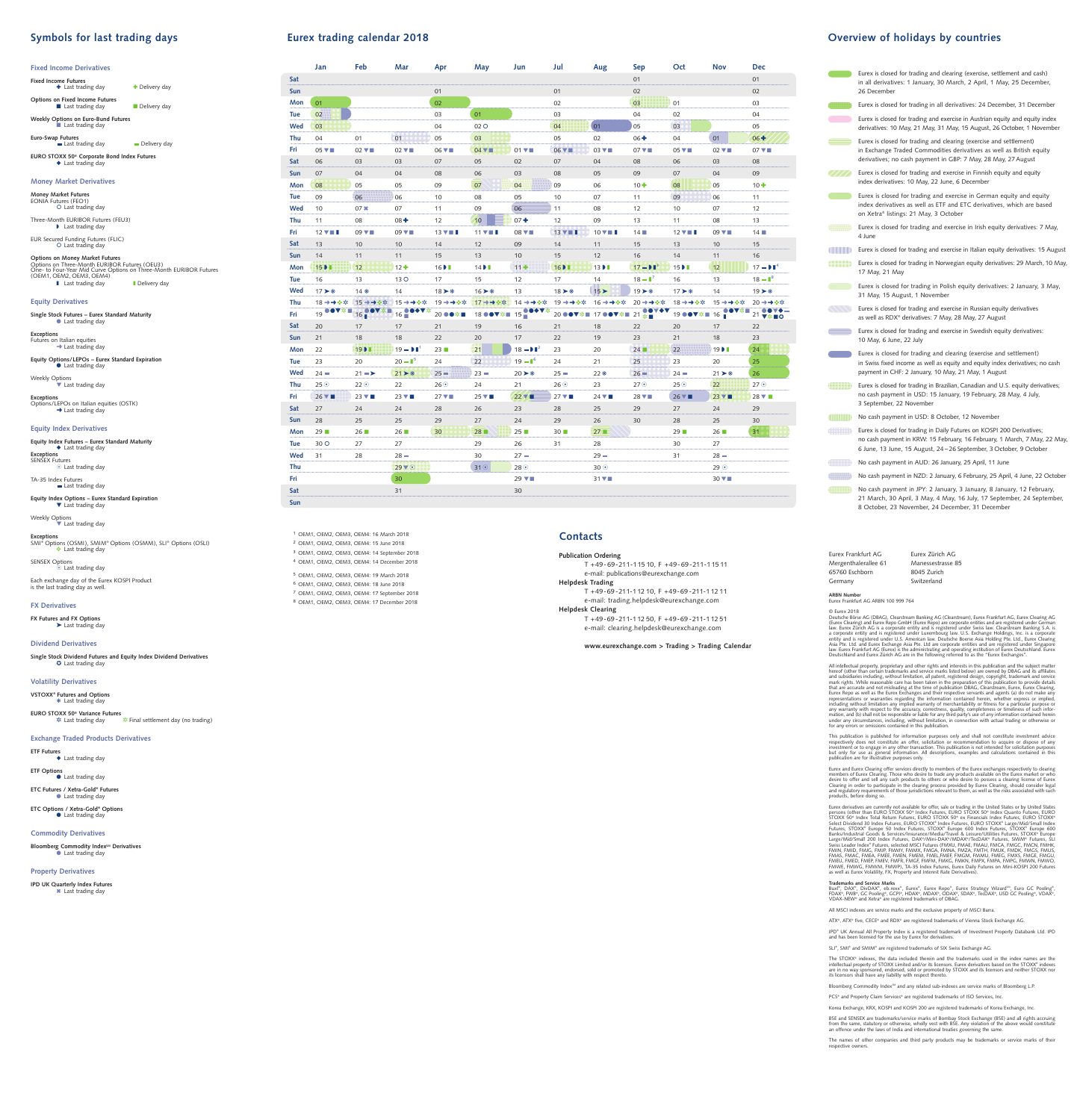## Symbols for last trading days

### Fixed Income Derivatives

**Fixed Income Futures**
◆ Last trading day ✚ Delivery day

**Options on Fixed Income Futures**
■ Last trading day ■ Delivery day

**Weekly Options on Euro-Bund Futures**
■ Last trading day

**Euro-Swap Futures**
▬ Last trading day ▬ Delivery day

**EURO STOXX 50® Corporate Bond Index Futures**
◆ Last trading day

### Money Market Derivatives

**Money Market Futures**
EONIA Futures (FEO1)
O Last trading day

Three-Month EURIBOR Futures (FEU3)
◗ Last trading day

EUR Secured Funding Futures (FLIC)
O Last trading day

**Options on Money Market Futures**
Options on Three-Month EURIBOR Futures (OEU3)
One- to Four-Year Mid Curve Options on Three-Month EURIBOR Futures (OEM1, OEM2, OEM3, OEM4)
▮ Last trading day ▮ Delivery day

### Equity Derivatives

**Single Stock Futures – Eurex Standard Maturity**
● Last trading day

**Exceptions**
Futures on Italian equities
➔ Last trading day

**Equity Options/LEPOs – Eurex Standard Expiration**
● Last trading day

Weekly Options
▼ Last trading day

**Exceptions**
Options/LEPOs on Italian equities (OSTK)
➔ Last trading day

### Equity Index Derivatives

**Equity Index Futures – Eurex Standard Maturity**
◆ Last trading day

**Exceptions**
SENSEX Futures
⊙ Last trading day

TA-35 Index Futures
▬ Last trading day

**Equity Index Options – Eurex Standard Expiration**
▼ Last trading day

Weekly Options
▼ Last trading day

**Exceptions**
SMI® Options (OSMI), SMIM® Options (OSMM), SLI® Options (OSLI)
✣ Last trading day

SENSEX Options
⊙ Last trading day

Each exchange day of the Eurex KOSPI Product is the last trading day as well.

### FX Derivatives

**FX Futures and FX Options**
➤ Last trading day

### Dividend Derivatives

**Single Stock Dividend Futures and Equity Index Dividend Derivatives**
O Last trading day

### Volatility Derivatives

**VSTOXX® Futures and Options**
✱ Last trading day

**EURO STOXX 50® Variance Futures**
✲ Last trading day ✲ Final settlement day (no trading)

### Exchange Traded Products Derivatives

**ETF Futures**
◆ Last trading day

**ETF Options**
● Last trading day

**ETC Futures / Xetra-Gold® Futures**
● Last trading day

**ETC Options / Xetra-Gold® Options**
● Last trading day

### Commodity Derivatives

**Bloomberg Commodity Index℠ Derivatives**
● Last trading day

### Property Derivatives

**IPD UK Quarterly Index Futures**
✖ Last trading day

## Eurex trading calendar 2018

| | Jan | Feb | Mar | Apr | May | Jun | Jul | Aug | Sep | Oct | Nov | Dec |
|---|---|---|---|---|---|---|---|---|---|---|---|---|
| Sat | | | | | | | | | 01 | | | 01 |
| Sun | | | | 01 | | | 01 | | 02 | | | 02 |
| Mon | 01 | | | 02 | | | 02 | | 03 | 01 | | 03 |
| Tue | 02 | | | 03 | 01 | | 03 | | 04 | 02 | | 04 |
| Wed | 03 | | | 04 | 02 O | | 04 | 01 | 05 | 03 | | 05 |
| Thu | 04 | 01 | 01 | 05 | 03 | | 05 | 02 | 06 ✚ | 04 | 01 | 06 ✚ |
| Fri | 05 ▼■ | 02 ▼■ | 02 ▼■ | 06 ▼■ | 04 ▼■ | 01 ▼■ | 06 ▼■ | 03 ▼■ | 07 ▼■ | 05 ▼■ | 02 ▼■ | 07 ▼■ |
| Sat | 06 | 03 | 03 | 07 | 05 | 02 | 07 | 04 | 08 | 06 | 03 | 08 |
| Sun | 07 | 04 | 04 | 08 | 06 | 03 | 08 | 05 | 09 | 07 | 04 | 09 |
| Mon | 08 | 05 | 05 | 09 | 07 | 04 | 09 | 06 | 10 ✚ | 08 | 05 | 10 ✚ |
| Tue | 09 | 06 | 06 | 10 | 08 | 05 | 10 | 07 | 11 | 09 | 06 | 11 |
| Wed | 10 | 07 ✖ | 07 | 11 | 09 | 06 | 11 | 08 | 12 | 10 | 07 | 12 |
| Thu | 11 | 08 | 08 ✚ | 12 | 10 | 07 ✚ | 12 | 09 | 13 | 11 | 08 | 13 |
| Fri | 12 ▼■▮ | 09 ▼■ | 09 ▼■ | 13 ▼■▮ | 11 ▼■▮ | 08 ▼■ | 13 ▼■▮ | 10 ▼■▮ | 14 ■ | 12 ▼■▮ | 09 ▼■ | 14 ■ |
| Sat | 13 | 10 | 10 | 14 | 12 | 09 | 14 | 11 | 15 | 13 | 10 | 15 |
| Sun | 14 | 11 | 11 | 15 | 13 | 10 | 15 | 12 | 16 | 14 | 11 | 16 |
| Mon | 15 ◗▮ | 12 | 12 ✚ | 16 ◗▮ | 14 ◗▮ | 11 ✚ | 16 ◗▮ | 13 ◗▮ | 17 ▬◗▮[3] | 15 ◗▮ | 12 | 17 ▬◗▮[4] |
| Tue | 16 | 13 | 13 O | 17 | 15 | 12 | 17 | 14 | 18 ▬▮[7] | 16 | 13 | 18 ▬▮[8] |
| Wed | 17 ➤✱ | 14 ✱ | 14 | 18 ➤✱ | 16 ➤✱ | 13 | 18 ➤✱ | 15 ➤ | 19 ➤✱ | 17 ➤✱ | 14 | 19 ➤✱ |
| Thu | 18 ➔➔✣✲ | 15 ➔➔✣✲ | 15 ➔➔✣✲ | 19 ➔➔✣✲ | 17 ➔➔✣✲ | 14 ➔➔✣✲ | 19 ➔➔✣✲ | 16 ➔➔✣✲ | 20 ➔➔✣✲ | 18 ➔➔✣✲ | 15 ➔➔✣✲ | 20 ➔➔✣✲ |
| Fri | 19 ●●▼✲■ | 16 ●●▼✲■ | 16 ●●▼✲■ | 20 ●●▼■ | 18 ●●▼■ | 15 ●●▼✲■ | 20 ●●▼✲■ | 17 ●●▼✲■ | 21 ●●▼◆✲■ | 19 ●●▼✲■ | 16 ●●▼✲■ | 21 ●●▼◆▬▼■O |
| Sat | 20 | 17 | 17 | 21 | 19 | 16 | 21 | 18 | 22 | 20 | 17 | 22 |
| Sun | 21 | 18 | 18 | 22 | 20 | 17 | 22 | 19 | 23 | 21 | 18 | 23 |
| Mon | 22 | 19 ◗▮ | 19 ▬◗▮[1] | 23 ■ | 21 | 18 ▬◗▮[2] | 23 | 20 | 24 ■ | 22 | 19 ◗▮ | 24 |
| Tue | 23 | 20 | 20 ▬▮[5] | 24 | 22 | 19 ▬▮[6] | 24 | 21 | 25 | 23 | 20 | 25 |
| Wed | 24 ▬ | 21 ▬➤ | 21 ➤✱ | 25 ▬ | 23 ▬ | 20 ➤✱ | 25 ▬ | 22 ✱ | 26 ▬ | 24 ▬ | 21 ➤✱ | 26 |
| Thu | 25 ⊙ | 22 ⊙ | 22 | 26 ⊙ | 24 | 21 | 26 ⊙ | 23 | 27 ⊙ | 25 ⊙ | 22 | 27 ⊙ |
| Fri | 26 ▼■ | 23 ▼■ | 23 ▼■ | 27 ▼■ | 25 ▼■ | 22 ▼■ | 27 ▼■ | 24 ▼■ | 28 ▼■ | 26 ▼■ | 23 ▼■ | 28 ▼■ |
| Sat | 27 | 24 | 24 | 28 | 26 | 23 | 28 | 25 | 29 | 27 | 24 | 29 |
| Sun | 28 | 25 | 25 | 29 | 27 | 24 | 29 | 26 | 30 | 28 | 25 | 30 |
| Mon | 29 ■ | 26 ■ | 26 ■ | 30 | 28 ■ | 25 ■ | 30 ■ | 27 ■ | | 29 ■ | 26 ■ | 31 |
| Tue | 30 O | 27 | 27 | | 29 | 26 | 31 | 28 | | 30 | 27 | |
| Wed | 31 | 28 | 28 ▬ | | 30 | 27 ▬ | | 29 ▬ | | 31 | 28 ▬ | |
| Thu | | | 29 ▼⊙ | | 31 ⊙ | 28 ⊙ | | 30 ⊙ | | | 29 ⊙ | |
| Fri | | | 30 | | | 29 ▼■ | | 31 ▼■ | | | 30 ▼■ | |
| Sat | | | 31 | | | 30 | | | | | | |
| Sun | | | | | | | | | | | | |

[1] OEM1, OEM2, OEM3, OEM4: 16 March 2018
[2] OEM1, OEM2, OEM3, OEM4: 15 June 2018
[3] OEM1, OEM2, OEM3, OEM4: 14 September 2018
[4] OEM1, OEM2, OEM3, OEM4: 14 December 2018

[5] OEM1, OEM2, OEM3, OEM4: 19 March 2018
[6] OEM1, OEM2, OEM3, OEM4: 18 June 2018
[7] OEM1, OEM2, OEM3, OEM4: 17 September 2018
[8] OEM1, OEM2, OEM3, OEM4: 17 December 2018

## Contacts

**Publication Ordering**
T +49-69-211-1 15 10, F +49-69-211-1 15 11
e-mail: publications@eurexchange.com

**Helpdesk Trading**
T +49-69-211-1 12 10, F +49-69-211-1 12 11
e-mail: trading.helpdesk@eurexchange.com

**Helpdesk Clearing**
T +49-69-211-1 12 50, F +49-69-211-1 12 51
e-mail: clearing.helpdesk@eurexchange.com

**www.eurexchange.com > Trading > Trading Calendar**

## Overview of holidays by countries

- Eurex is closed for trading and clearing (exercise, settlement and cash) in all derivatives: 1 January, 30 March, 2 April, 1 May, 25 December, 26 December
- Eurex is closed for trading in all derivatives: 24 December, 31 December
- Eurex is closed for trading and exercise in Austrian equity and equity index derivatives: 10 May, 21 May, 31 May, 15 August, 26 October, 1 November
- Eurex is closed for trading and clearing (exercise and settlement) in Exchange Traded Commodities derivatives as well as British equity derivatives; no cash payment in GBP: 7 May, 28 May, 27 August
- Eurex is closed for trading and exercise in Finnish equity and equity index derivatives: 10 May, 22 June, 6 December
- Eurex is closed for trading and exercise in German equity and equity index derivatives as well as ETF and ETC derivatives, which are based on Xetra® listings: 21 May, 3 October
- Eurex is closed for trading and exercise in Irish equity derivatives: 7 May, 4 June
- Eurex is closed for trading and exercise in Italian equity derivatives: 15 August
- Eurex is closed for trading in Norwegian equity derivatives: 29 March, 10 May, 17 May, 21 May
- Eurex is closed for trading and exercise in Polish equity derivatives: 2 January, 3 May, 31 May, 15 August, 1 November
- Eurex is closed for trading and exercise in Russian equity derivatives as well as RDX® derivatives: 7 May, 28 May, 27 August
- Eurex is closed for trading and exercise in Swedish equity derivatives: 10 May, 6 June, 22 July
- Eurex is closed for trading and clearing (exercise and settlement) in Swiss fixed income as well as equity and equity index derivatives; no cash payment in CHF: 2 January, 10 May, 21 May, 1 August
- Eurex is closed for trading in Brazilian, Canadian and U.S. equity derivatives; no cash payment in USD: 15 January, 19 February, 28 May, 4 July, 3 September, 22 November
- No cash payment in USD: 8 October, 12 November
- Eurex is closed for trading in Daily Futures on KOSPI 200 Derivatives; no cash payment in KRW: 15 February, 16 February, 1 March, 7 May, 22 May, 6 June, 13 June, 15 August, 24–26 September, 3 October, 9 October
- No cash payment in AUD: 26 January, 25 April, 11 June
- No cash payment in NZD: 2 January, 6 February, 25 April, 4 June, 22 October
- No cash payment in JPY: 2 January, 3 January, 8 January, 12 February, 21 March, 30 April, 3 May, 4 May, 16 July, 17 September, 24 September, 8 October, 23 November, 24 December, 31 December

Eurex Frankfurt AG
Mergenthalerallee 61
65760 Eschborn
Germany

Eurex Zürich AG
Manessestrasse 85
8045 Zurich
Switzerland

**ARBN Number**
Eurex Frankfurt AG ARBN 100 999 764

© Eurex 2018
Deutsche Börse AG (DBAG), Clearstream Banking AG (Clearstream), Eurex Frankfurt AG, Eurex Clearing AG (Eurex Clearing) and Eurex Repo GmbH (Eurex Repo) are corporate entities and are registered under German law. Eurex Zürich AG is a corporate entity and is registered under Swiss law. Clearstream Banking S.A. is a corporate entity and is registered under Luxembourg law. U.S. Exchange Holdings, Inc. is a corporate entity and is registered under U.S. American law. Deutsche Boerse Asia Holding Pte. Ltd., Eurex Clearing Asia Pte. Ltd. and Eurex Exchange Asia Pte. Ltd are corporate entities and are registered under Singapore law. Eurex Frankfurt AG (Eurex) is the administrating and operating institution of Eurex Deutschland. Eurex Deutschland and Eurex Zürich AG are in the following referred to as the "Eurex Exchanges".

All intellectual property, proprietary and other rights and interests in this publication and the subject matter hereof (other than certain trademarks and service marks listed below) are owned by DBAG and its affiliates and subsidiaries including, without limitation, all patent, registered design, copyright, trademark and service mark rights. While reasonable care has been taken in the preparation of this publication to provide details that are accurate and not misleading at the time of publication DBAG, Clearstream, Eurex, Eurex Clearing, Eurex Repo as well as the Eurex Exchanges and their respective servants and agents (a) do not make any representations or warranties regarding the information contained herein, whether express or implied, including without limitation any implied warranty of merchantability or fitness for a particular purpose or any warranty with respect to the accuracy, correctness, quality, completeness or timeliness of such information, and (b) shall not be responsible or liable for any third party's use of any information contained herein under any circumstances, including, without limitation, in connection with actual trading or otherwise or for any errors or omissions contained in this publication.

This publication is published for information purposes only and shall not constitute investment advice respectively does not constitute an offer, solicitation or recommendation to acquire or dispose of any investment or to engage in any other transaction. This publication is not intended for solicitation purposes but only for use as general information. All descriptions, examples and calculations contained in this publication are for illustrative purposes only.

Eurex and Eurex Clearing offer services directly to members of the Eurex exchanges respectively to clearing members of Eurex Clearing. Those who desire to trade any products available on the Eurex market or who desire to offer and sell any such products to others or who desire to possess a clearing license of Eurex Clearing in order to participate in the clearing process provided by Eurex Clearing, should consider legal and regulatory requirements of those jurisdictions relevant to them, as well as the risks associated with such products, before doing so.

Eurex derivatives are currently not available for offer, sale or trading in the United States or by United States persons (other than EURO STOXX 50® Index Futures, EURO STOXX 50® Index Quanto Futures, EURO STOXX 50® Index Total Return Futures, EURO STOXX 50® ex Financials Index Futures, EURO STOXX® Select Dividend 30 Index Futures, EURO STOXX® Large/Mid/Small Index Futures, STOXX® Europe 50 Index Futures, STOXX® Europe 600 Index Futures, STOXX® Europe 600 Banks/Industrial Goods & Services/Insurance/Media/Travel & Leisure/Utilities Futures, STOXX® Europe Large/Mid/Small 200 Index Futures, DAX®/Mini-DAX®/MDAX®/TecDAX® Futures, SMIM® Futures, SLI Swiss Leader Index® Futures, selected MSCI Futures (FMXU, FMAE, FMAU, FMCA, FMGC, FMCN, FMHK, FMIN, FMID, FMIG, FMIP, FMMY, FMMX, FMGA, FMNA, FMZA, FMTH, FMUK, FMDK, FMGS, FMUS, FMAS, FMAC, FMEA, FMEE, FMEN, FMEM, FMEL, FMEF, FMGM, FMMU, FMEG, FMXS, FMGE, FMGU, FMEU, FMED, FMEP, FMEV, FMFR, FMGF, FMFM, FMKG, FMKN, FMPX, FMPA, FMPG, FMWN, FMWO, FMWE, FMWG, FMWM, FMWP), TA-35 Index Futures, Eurex Daily Futures on Mini-KOSPI 200 Futures as well as Eurex Volatility, FX, Property and Interest Rate Derivatives).

**Trademarks and Service Marks**
Buxl®, DAX®, DivDAX®, eb.rexx®, Eurex®, Eurex Repo®, Eurex Strategy Wizard℠, Euro GC Pooling®, FDAX®, FWB®, GC Pooling®, GCPI®, MDAX®, ODAX®, SDAX®, TecDAX®, USD GC Pooling®, VDAX®, VDAX-NEW® and Xetra® are registered trademarks of DBAG.

All MSCI indexes are service marks and the exclusive property of MSCI Barra.

ATX®, ATX® five, CECE® and RDX® are registered trademarks of Vienna Stock Exchange AG.

IPD® UK Annual All Property Index is a registered trademark of Investment Property Databank Ltd. IPD and has been licensed for the use by Eurex for derivatives.

SLI®, SMI® and SMIM® are registered trademarks of SIX Swiss Exchange AG.

The STOXX® indexes, the data included therein and the trademarks used in the index names are the intellectual property of STOXX Limited and/or its licensors. Eurex derivatives based on the STOXX® indexes are in no way sponsored, endorsed, sold or promoted by STOXX and its licensors and neither STOXX nor its licensors shall have any liability with respect thereto.

Bloomberg Commodity Index℠ and any related sub-indexes are service marks of Bloomberg L.P.

PCS® and Property Claim Services® are registered trademarks of ISO Services, Inc.

Korea Exchange, KRX, KOSPI and KOSPI 200 are registered trademarks of Korea Exchange, Inc.

BSE and SENSEX are trademarks/service marks of Bombay Stock Exchange (BSE) and all rights accruing from the same, statutory or otherwise, wholly vest with BSE. Any violation of the above would constitute an offence under the laws of India and international treaties governing the same.

The names of other companies and third party products may be trademarks or service marks of their respective owners.